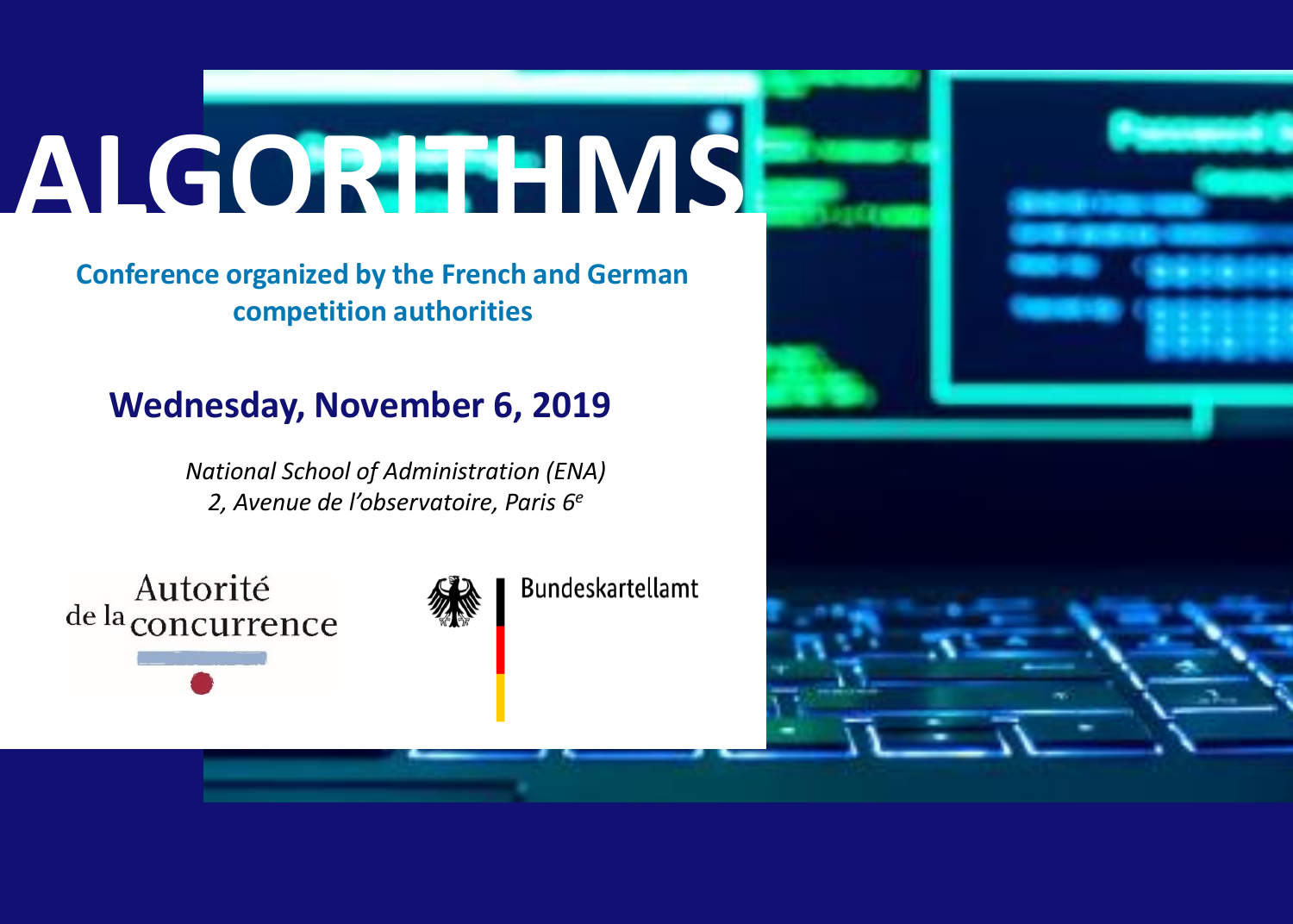# ALGORITHMS

**Conference organized by the French and German competition authorities**

## Wednesday, November 6, 2019

*National School of Administration (ENA)*
*2, Avenue de l'observatoire, Paris 6e*

Autorité de la concurrence

Bundeskartellamt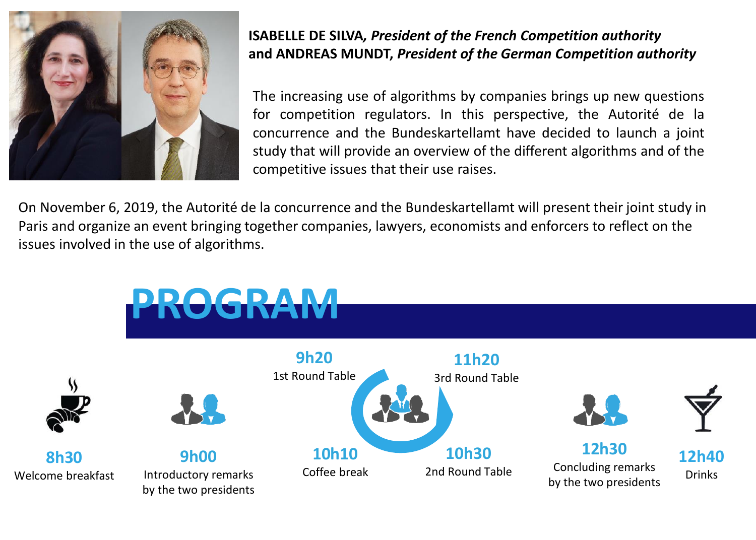**ISABELLE DE SILVA, *President of the French Competition authority***
**and ANDREAS MUNDT, *President of the German Competition authority***

The increasing use of algorithms by companies brings up new questions for competition regulators. In this perspective, the Autorité de la concurrence and the Bundeskartellamt have decided to launch a joint study that will provide an overview of the different algorithms and of the competitive issues that their use raises.

On November 6, 2019, the Autorité de la concurrence and the Bundeskartellamt will present their joint study in Paris and organize an event bringing together companies, lawyers, economists and enforcers to reflect on the issues involved in the use of algorithms.

# PROGRAM

**8h30**
Welcome breakfast

**9h00**
Introductory remarks by the two presidents

**9h20**
1st Round Table

**10h10**
Coffee break

**10h30**
2nd Round Table

**11h20**
3rd Round Table

**12h30**
Concluding remarks by the two presidents

**12h40**
Drinks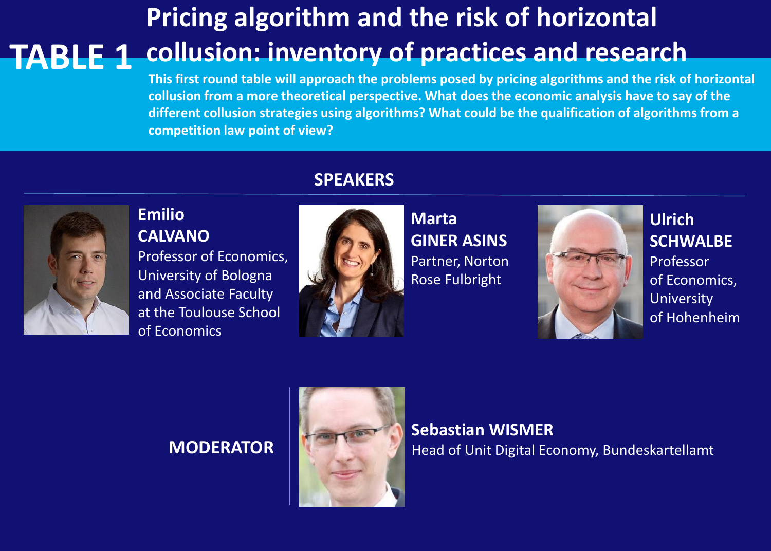# TABLE 1 Pricing algorithm and the risk of horizontal collusion: inventory of practices and research

**This first round table will approach the problems posed by pricing algorithms and the risk of horizontal collusion from a more theoretical perspective. What does the economic analysis have to say of the different collusion strategies using algorithms? What could be the qualification of algorithms from a competition law point of view?**

## SPEAKERS

**Emilio CALVANO**
Professor of Economics, University of Bologna and Associate Faculty at the Toulouse School of Economics

**Marta GINER ASINS**
Partner, Norton Rose Fulbright

**Ulrich SCHWALBE**
Professor of Economics, University of Hohenheim

## MODERATOR

**Sebastian WISMER**
Head of Unit Digital Economy, Bundeskartellamt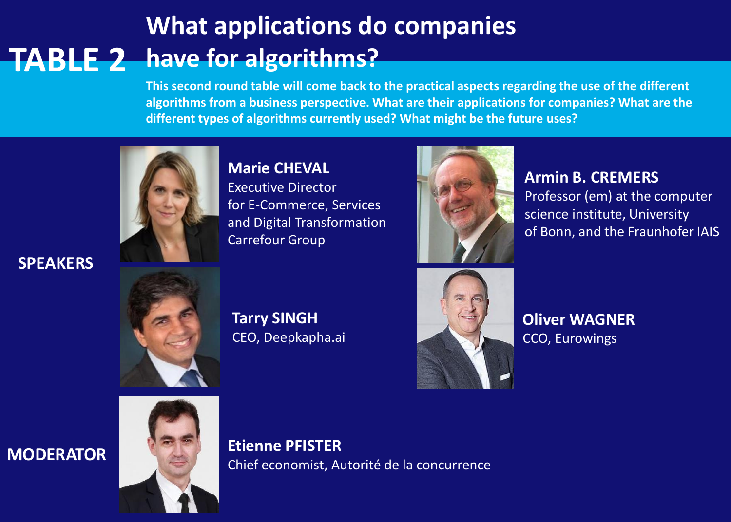# TABLE 2 What applications do companies have for algorithms?

**This second round table will come back to the practical aspects regarding the use of the different algorithms from a business perspective. What are their applications for companies? What are the different types of algorithms currently used? What might be the future uses?**

## SPEAKERS

**Marie CHEVAL**
Executive Director for E-Commerce, Services and Digital Transformation Carrefour Group

**Armin B. CREMERS**
Professor (em) at the computer science institute, University of Bonn, and the Fraunhofer IAIS

**Tarry SINGH**
CEO, Deepkapha.ai

**Oliver WAGNER**
CCO, Eurowings

## MODERATOR

**Etienne PFISTER**
Chief economist, Autorité de la concurrence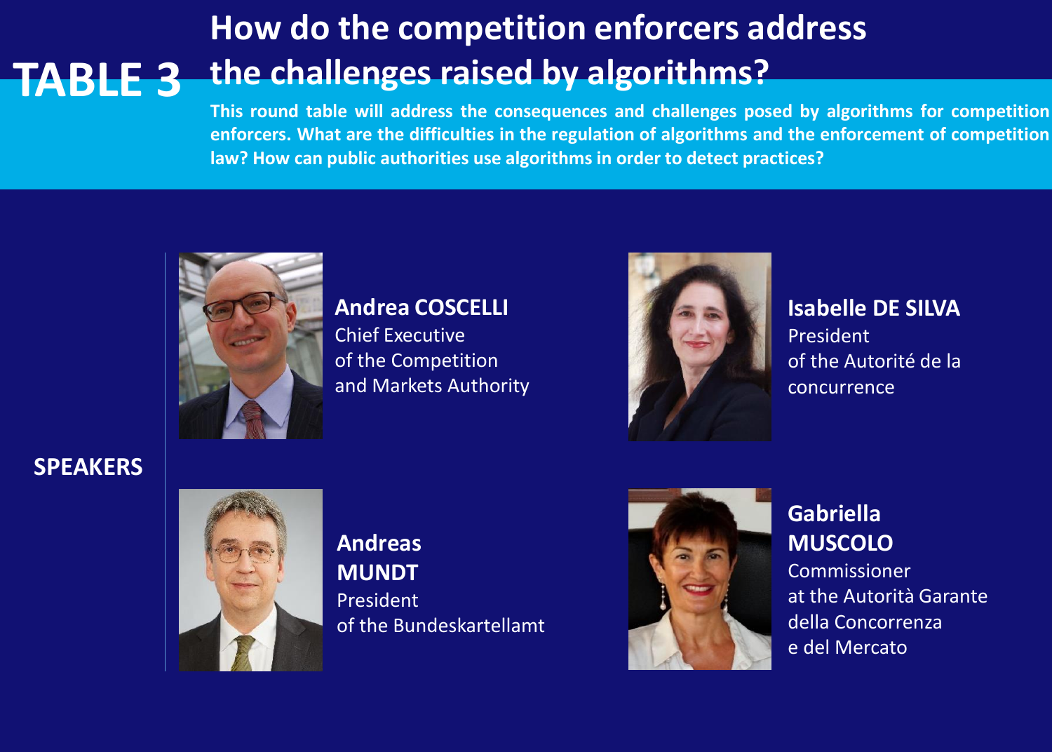# TABLE 3 How do the competition enforcers address the challenges raised by algorithms?

**This round table will address the consequences and challenges posed by algorithms for competition enforcers. What are the difficulties in the regulation of algorithms and the enforcement of competition law? How can public authorities use algorithms in order to detect practices?**

## SPEAKERS

**Andrea COSCELLI**
Chief Executive
of the Competition
and Markets Authority

**Isabelle DE SILVA**
President
of the Autorité de la
concurrence

**Andreas MUNDT**
President
of the Bundeskartellamt

**Gabriella MUSCOLO**
Commissioner
at the Autorità Garante
della Concorrenza
e del Mercato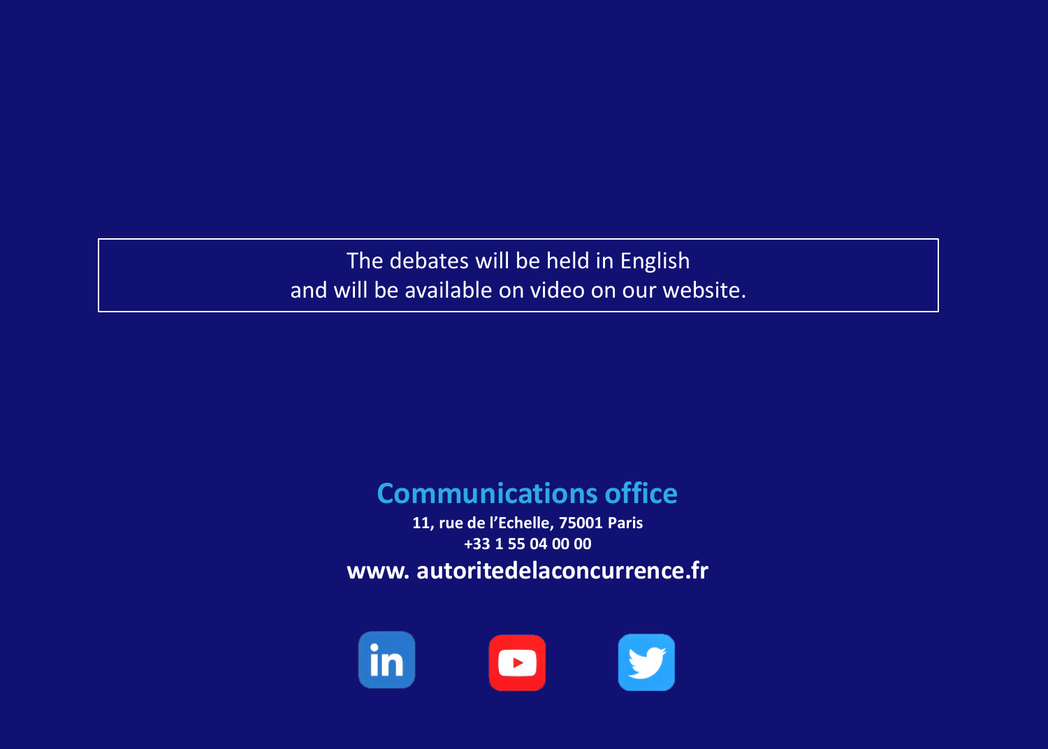The debates will be held in English
and will be available on video on our website.

## Communications office

**11, rue de l'Echelle, 75001 Paris**
**+33 1 55 04 00 00**

**www. autoritedelaconcurrence.fr**